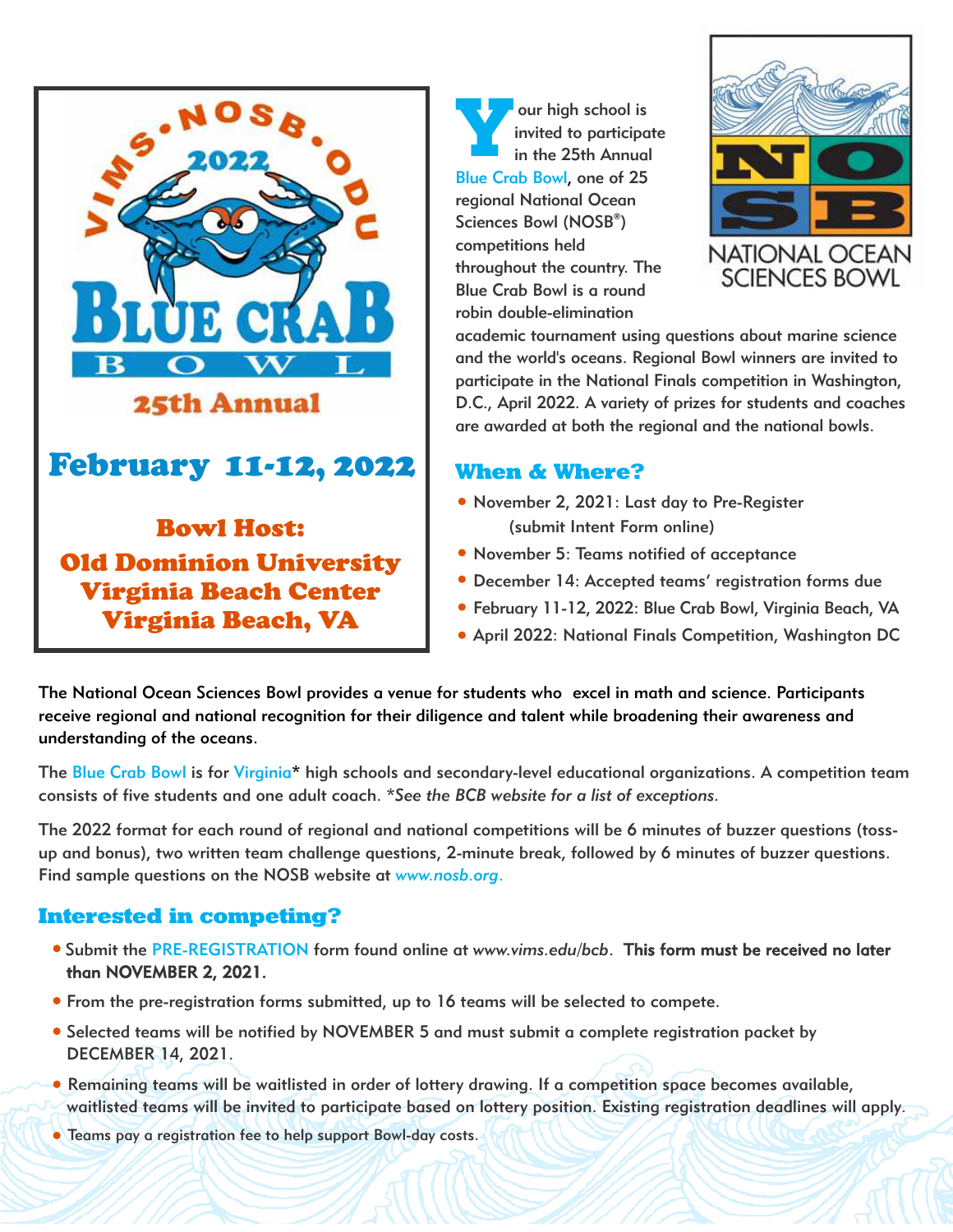VIMS • NOSB • ODU
2022

# Blue Crab Bowl

25th Annual

## February 11-12, 2022

### Bowl Host:

### Old Dominion University Virginia Beach Center Virginia Beach, VA

Your high school is invited to participate in the 25th Annual Blue Crab Bowl, one of 25 regional National Ocean Sciences Bowl (NOSB®) competitions held throughout the country. The Blue Crab Bowl is a round robin double-elimination academic tournament using questions about marine science and the world's oceans. Regional Bowl winners are invited to participate in the National Finals competition in Washington, D.C., April 2022. A variety of prizes for students and coaches are awarded at both the regional and the national bowls.

NATIONAL OCEAN SCIENCES BOWL

## When & Where?

- November 2, 2021: Last day to Pre-Register (submit Intent Form online)
- November 5: Teams notified of acceptance
- December 14: Accepted teams' registration forms due
- February 11-12, 2022: Blue Crab Bowl, Virginia Beach, VA
- April 2022: National Finals Competition, Washington DC

**The National Ocean Sciences Bowl provides a venue for students who excel in math and science. Participants receive regional and national recognition for their diligence and talent while broadening their awareness and understanding of the oceans.**

The Blue Crab Bowl is for Virginia* high schools and secondary-level educational organizations. A competition team consists of five students and one adult coach. **See the BCB website for a list of exceptions.*

The 2022 format for each round of regional and national competitions will be 6 minutes of buzzer questions (toss-up and bonus), two written team challenge questions, 2-minute break, followed by 6 minutes of buzzer questions. Find sample questions on the NOSB website at *www.nosb.org*.

## Interested in competing?

- Submit the PRE-REGISTRATION form found online at *www.vims.edu/bcb*. **This form must be received no later than NOVEMBER 2, 2021.**
- From the pre-registration forms submitted, up to 16 teams will be selected to compete.
- Selected teams will be notified by NOVEMBER 5 and must submit a complete registration packet by DECEMBER 14, 2021.
- Remaining teams will be waitlisted in order of lottery drawing. If a competition space becomes available, waitlisted teams will be invited to participate based on lottery position. Existing registration deadlines will apply.
- Teams pay a registration fee to help support Bowl-day costs.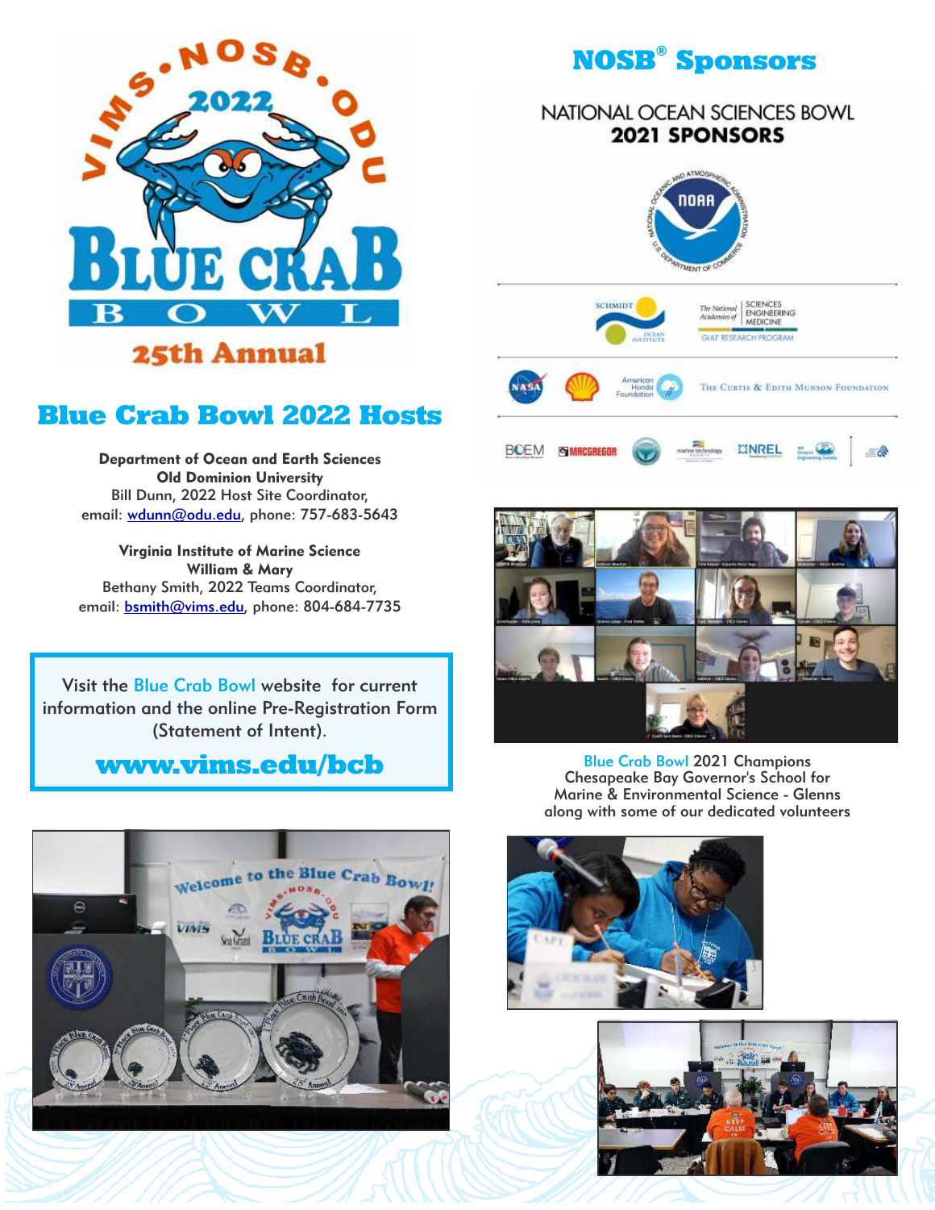## Blue Crab Bowl 2022 Hosts

**Department of Ocean and Earth Sciences**
**Old Dominion University**
Bill Dunn, 2022 Host Site Coordinator,
email: wdunn@odu.edu, phone: 757-683-5643

**Virginia Institute of Marine Science**
**William & Mary**
Bethany Smith, 2022 Teams Coordinator,
email: bsmith@vims.edu, phone: 804-684-7735

Visit the Blue Crab Bowl website for current information and the online Pre-Registration Form (Statement of Intent).

## www.vims.edu/bcb

## NOSB® Sponsors

NATIONAL OCEAN SCIENCES BOWL
**2021 SPONSORS**

Blue Crab Bowl 2021 Champions
Chesapeake Bay Governor's School for Marine & Environmental Science - Glenns
along with some of our dedicated volunteers